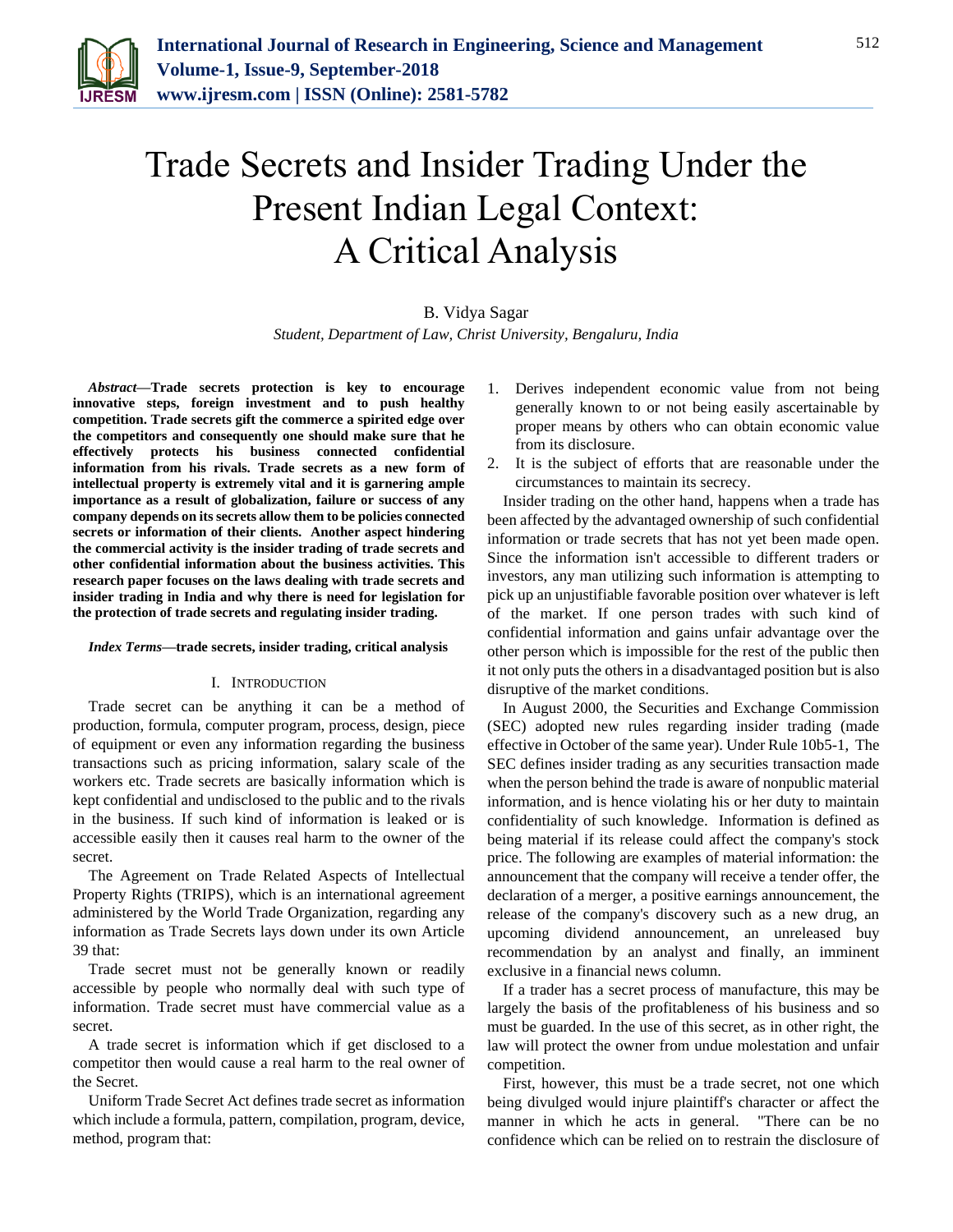# Trade Secrets and Insider Trading Under the Present Indian Legal Context: A Critical Analysis

B. Vidya Sagar

*Student, Department of Law, Christ University, Bengaluru, India*

***Abstract*—Trade secrets protection is key to encourage innovative steps, foreign investment and to push healthy competition. Trade secrets gift the commerce a spirited edge over the competitors and consequently one should make sure that he effectively protects his business connected confidential information from his rivals. Trade secrets as a new form of intellectual property is extremely vital and it is garnering ample importance as a result of globalization, failure or success of any company depends on its secrets allow them to be policies connected secrets or information of their clients. Another aspect hindering the commercial activity is the insider trading of trade secrets and other confidential information about the business activities. This research paper focuses on the laws dealing with trade secrets and insider trading in India and why there is need for legislation for the protection of trade secrets and regulating insider trading.**

***Index Terms*—trade secrets, insider trading, critical analysis**

## I. Introduction

Trade secret can be anything it can be a method of production, formula, computer program, process, design, piece of equipment or even any information regarding the business transactions such as pricing information, salary scale of the workers etc. Trade secrets are basically information which is kept confidential and undisclosed to the public and to the rivals in the business. If such kind of information is leaked or is accessible easily then it causes real harm to the owner of the secret.

The Agreement on Trade Related Aspects of Intellectual Property Rights (TRIPS), which is an international agreement administered by the World Trade Organization, regarding any information as Trade Secrets lays down under its own Article 39 that:

Trade secret must not be generally known or readily accessible by people who normally deal with such type of information. Trade secret must have commercial value as a secret.

A trade secret is information which if get disclosed to a competitor then would cause a real harm to the real owner of the Secret.

Uniform Trade Secret Act defines trade secret as information which include a formula, pattern, compilation, program, device, method, program that:

1. Derives independent economic value from not being generally known to or not being easily ascertainable by proper means by others who can obtain economic value from its disclosure.
2. It is the subject of efforts that are reasonable under the circumstances to maintain its secrecy.

Insider trading on the other hand, happens when a trade has been affected by the advantaged ownership of such confidential information or trade secrets that has not yet been made open. Since the information isn't accessible to different traders or investors, any man utilizing such information is attempting to pick up an unjustifiable favorable position over whatever is left of the market. If one person trades with such kind of confidential information and gains unfair advantage over the other person which is impossible for the rest of the public then it not only puts the others in a disadvantaged position but is also disruptive of the market conditions.

In August 2000, the Securities and Exchange Commission (SEC) adopted new rules regarding insider trading (made effective in October of the same year). Under Rule 10b5-1, The SEC defines insider trading as any securities transaction made when the person behind the trade is aware of nonpublic material information, and is hence violating his or her duty to maintain confidentiality of such knowledge. Information is defined as being material if its release could affect the company's stock price. The following are examples of material information: the announcement that the company will receive a tender offer, the declaration of a merger, a positive earnings announcement, the release of the company's discovery such as a new drug, an upcoming dividend announcement, an unreleased buy recommendation by an analyst and finally, an imminent exclusive in a financial news column.

If a trader has a secret process of manufacture, this may be largely the basis of the profitableness of his business and so must be guarded. In the use of this secret, as in other right, the law will protect the owner from undue molestation and unfair competition.

First, however, this must be a trade secret, not one which being divulged would injure plaintiff's character or affect the manner in which he acts in general. "There can be no confidence which can be relied on to restrain the disclosure of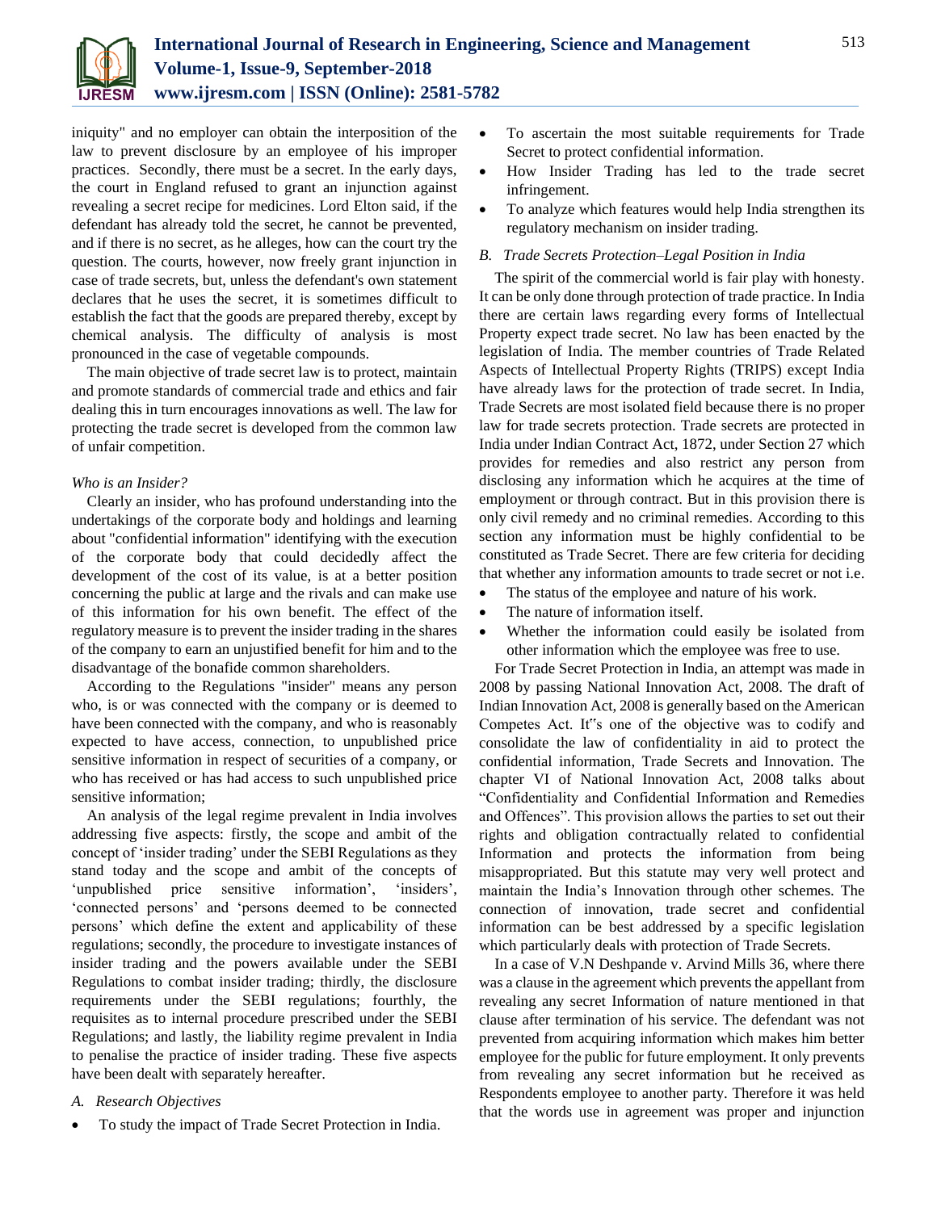iniquity" and no employer can obtain the interposition of the law to prevent disclosure by an employee of his improper practices. Secondly, there must be a secret. In the early days, the court in England refused to grant an injunction against revealing a secret recipe for medicines. Lord Elton said, if the defendant has already told the secret, he cannot be prevented, and if there is no secret, as he alleges, how can the court try the question. The courts, however, now freely grant injunction in case of trade secrets, but, unless the defendant's own statement declares that he uses the secret, it is sometimes difficult to establish the fact that the goods are prepared thereby, except by chemical analysis. The difficulty of analysis is most pronounced in the case of vegetable compounds.

The main objective of trade secret law is to protect, maintain and promote standards of commercial trade and ethics and fair dealing this in turn encourages innovations as well. The law for protecting the trade secret is developed from the common law of unfair competition.

*Who is an Insider?*

Clearly an insider, who has profound understanding into the undertakings of the corporate body and holdings and learning about "confidential information" identifying with the execution of the corporate body that could decidedly affect the development of the cost of its value, is at a better position concerning the public at large and the rivals and can make use of this information for his own benefit. The effect of the regulatory measure is to prevent the insider trading in the shares of the company to earn an unjustified benefit for him and to the disadvantage of the bonafide common shareholders.

According to the Regulations "insider" means any person who, is or was connected with the company or is deemed to have been connected with the company, and who is reasonably expected to have access, connection, to unpublished price sensitive information in respect of securities of a company, or who has received or has had access to such unpublished price sensitive information;

An analysis of the legal regime prevalent in India involves addressing five aspects: firstly, the scope and ambit of the concept of 'insider trading' under the SEBI Regulations as they stand today and the scope and ambit of the concepts of 'unpublished price sensitive information', 'insiders', 'connected persons' and 'persons deemed to be connected persons' which define the extent and applicability of these regulations; secondly, the procedure to investigate instances of insider trading and the powers available under the SEBI Regulations to combat insider trading; thirdly, the disclosure requirements under the SEBI regulations; fourthly, the requisites as to internal procedure prescribed under the SEBI Regulations; and lastly, the liability regime prevalent in India to penalise the practice of insider trading. These five aspects have been dealt with separately hereafter.

### A. Research Objectives

- To study the impact of Trade Secret Protection in India.
- To ascertain the most suitable requirements for Trade Secret to protect confidential information.
- How Insider Trading has led to the trade secret infringement.
- To analyze which features would help India strengthen its regulatory mechanism on insider trading.

### B. Trade Secrets Protection–Legal Position in India

The spirit of the commercial world is fair play with honesty. It can be only done through protection of trade practice. In India there are certain laws regarding every forms of Intellectual Property expect trade secret. No law has been enacted by the legislation of India. The member countries of Trade Related Aspects of Intellectual Property Rights (TRIPS) except India have already laws for the protection of trade secret. In India, Trade Secrets are most isolated field because there is no proper law for trade secrets protection. Trade secrets are protected in India under Indian Contract Act, 1872, under Section 27 which provides for remedies and also restrict any person from disclosing any information which he acquires at the time of employment or through contract. But in this provision there is only civil remedy and no criminal remedies. According to this section any information must be highly confidential to be constituted as Trade Secret. There are few criteria for deciding that whether any information amounts to trade secret or not i.e.

- The status of the employee and nature of his work.
- The nature of information itself.
- Whether the information could easily be isolated from other information which the employee was free to use.

For Trade Secret Protection in India, an attempt was made in 2008 by passing National Innovation Act, 2008. The draft of Indian Innovation Act, 2008 is generally based on the American Competes Act. It"s one of the objective was to codify and consolidate the law of confidentiality in aid to protect the confidential information, Trade Secrets and Innovation. The chapter VI of National Innovation Act, 2008 talks about "Confidentiality and Confidential Information and Remedies and Offences". This provision allows the parties to set out their rights and obligation contractually related to confidential Information and protects the information from being misappropriated. But this statute may very well protect and maintain the India's Innovation through other schemes. The connection of innovation, trade secret and confidential information can be best addressed by a specific legislation which particularly deals with protection of Trade Secrets.

In a case of V.N Deshpande v. Arvind Mills 36, where there was a clause in the agreement which prevents the appellant from revealing any secret Information of nature mentioned in that clause after termination of his service. The defendant was not prevented from acquiring information which makes him better employee for the public for future employment. It only prevents from revealing any secret information but he received as Respondents employee to another party. Therefore it was held that the words use in agreement was proper and injunction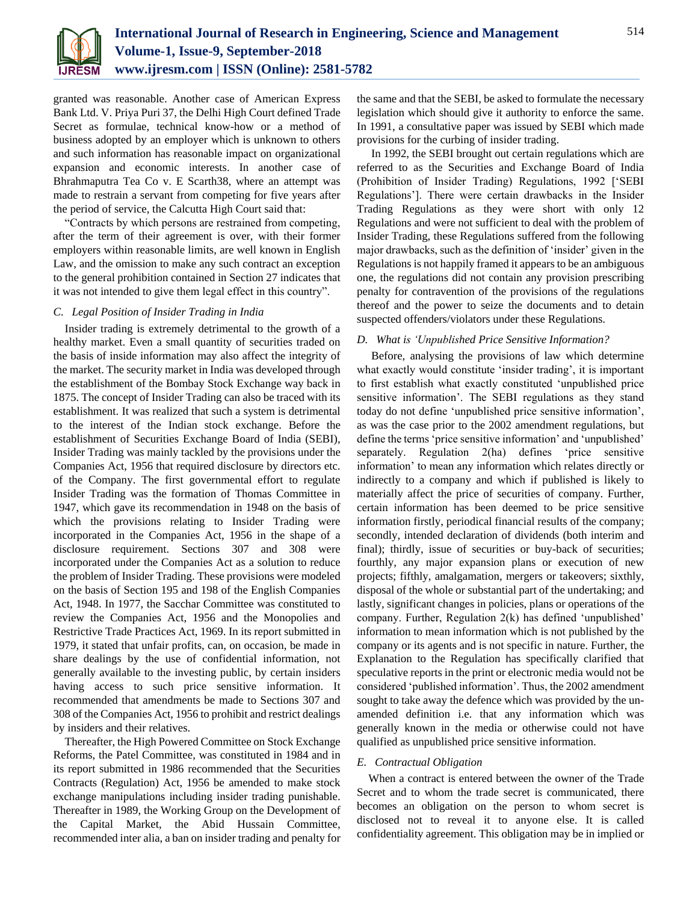granted was reasonable. Another case of American Express Bank Ltd. V. Priya Puri 37, the Delhi High Court defined Trade Secret as formulae, technical know-how or a method of business adopted by an employer which is unknown to others and such information has reasonable impact on organizational expansion and economic interests. In another case of Bhrahmaputra Tea Co v. E Scarth38, where an attempt was made to restrain a servant from competing for five years after the period of service, the Calcutta High Court said that:

"Contracts by which persons are restrained from competing, after the term of their agreement is over, with their former employers within reasonable limits, are well known in English Law, and the omission to make any such contract an exception to the general prohibition contained in Section 27 indicates that it was not intended to give them legal effect in this country".

### *C. Legal Position of Insider Trading in India*

Insider trading is extremely detrimental to the growth of a healthy market. Even a small quantity of securities traded on the basis of inside information may also affect the integrity of the market. The security market in India was developed through the establishment of the Bombay Stock Exchange way back in 1875. The concept of Insider Trading can also be traced with its establishment. It was realized that such a system is detrimental to the interest of the Indian stock exchange. Before the establishment of Securities Exchange Board of India (SEBI), Insider Trading was mainly tackled by the provisions under the Companies Act, 1956 that required disclosure by directors etc. of the Company. The first governmental effort to regulate Insider Trading was the formation of Thomas Committee in 1947, which gave its recommendation in 1948 on the basis of which the provisions relating to Insider Trading were incorporated in the Companies Act, 1956 in the shape of a disclosure requirement. Sections 307 and 308 were incorporated under the Companies Act as a solution to reduce the problem of Insider Trading. These provisions were modeled on the basis of Section 195 and 198 of the English Companies Act, 1948. In 1977, the Sacchar Committee was constituted to review the Companies Act, 1956 and the Monopolies and Restrictive Trade Practices Act, 1969. In its report submitted in 1979, it stated that unfair profits, can, on occasion, be made in share dealings by the use of confidential information, not generally available to the investing public, by certain insiders having access to such price sensitive information. It recommended that amendments be made to Sections 307 and 308 of the Companies Act, 1956 to prohibit and restrict dealings by insiders and their relatives.

Thereafter, the High Powered Committee on Stock Exchange Reforms, the Patel Committee, was constituted in 1984 and in its report submitted in 1986 recommended that the Securities Contracts (Regulation) Act, 1956 be amended to make stock exchange manipulations including insider trading punishable. Thereafter in 1989, the Working Group on the Development of the Capital Market, the Abid Hussain Committee, recommended inter alia, a ban on insider trading and penalty for the same and that the SEBI, be asked to formulate the necessary legislation which should give it authority to enforce the same. In 1991, a consultative paper was issued by SEBI which made provisions for the curbing of insider trading.

In 1992, the SEBI brought out certain regulations which are referred to as the Securities and Exchange Board of India (Prohibition of Insider Trading) Regulations, 1992 ['SEBI Regulations']. There were certain drawbacks in the Insider Trading Regulations as they were short with only 12 Regulations and were not sufficient to deal with the problem of Insider Trading, these Regulations suffered from the following major drawbacks, such as the definition of 'insider' given in the Regulations is not happily framed it appears to be an ambiguous one, the regulations did not contain any provision prescribing penalty for contravention of the provisions of the regulations thereof and the power to seize the documents and to detain suspected offenders/violators under these Regulations.

### *D. What is 'Unpublished Price Sensitive Information?*

Before, analysing the provisions of law which determine what exactly would constitute 'insider trading', it is important to first establish what exactly constituted 'unpublished price sensitive information'. The SEBI regulations as they stand today do not define 'unpublished price sensitive information', as was the case prior to the 2002 amendment regulations, but define the terms 'price sensitive information' and 'unpublished' separately. Regulation 2(ha) defines 'price sensitive information' to mean any information which relates directly or indirectly to a company and which if published is likely to materially affect the price of securities of company. Further, certain information has been deemed to be price sensitive information firstly, periodical financial results of the company; secondly, intended declaration of dividends (both interim and final); thirdly, issue of securities or buy-back of securities; fourthly, any major expansion plans or execution of new projects; fifthly, amalgamation, mergers or takeovers; sixthly, disposal of the whole or substantial part of the undertaking; and lastly, significant changes in policies, plans or operations of the company. Further, Regulation 2(k) has defined 'unpublished' information to mean information which is not published by the company or its agents and is not specific in nature. Further, the Explanation to the Regulation has specifically clarified that speculative reports in the print or electronic media would not be considered 'published information'. Thus, the 2002 amendment sought to take away the defence which was provided by the un-amended definition i.e. that any information which was generally known in the media or otherwise could not have qualified as unpublished price sensitive information.

### *E. Contractual Obligation*

When a contract is entered between the owner of the Trade Secret and to whom the trade secret is communicated, there becomes an obligation on the person to whom secret is disclosed not to reveal it to anyone else. It is called confidentiality agreement. This obligation may be in implied or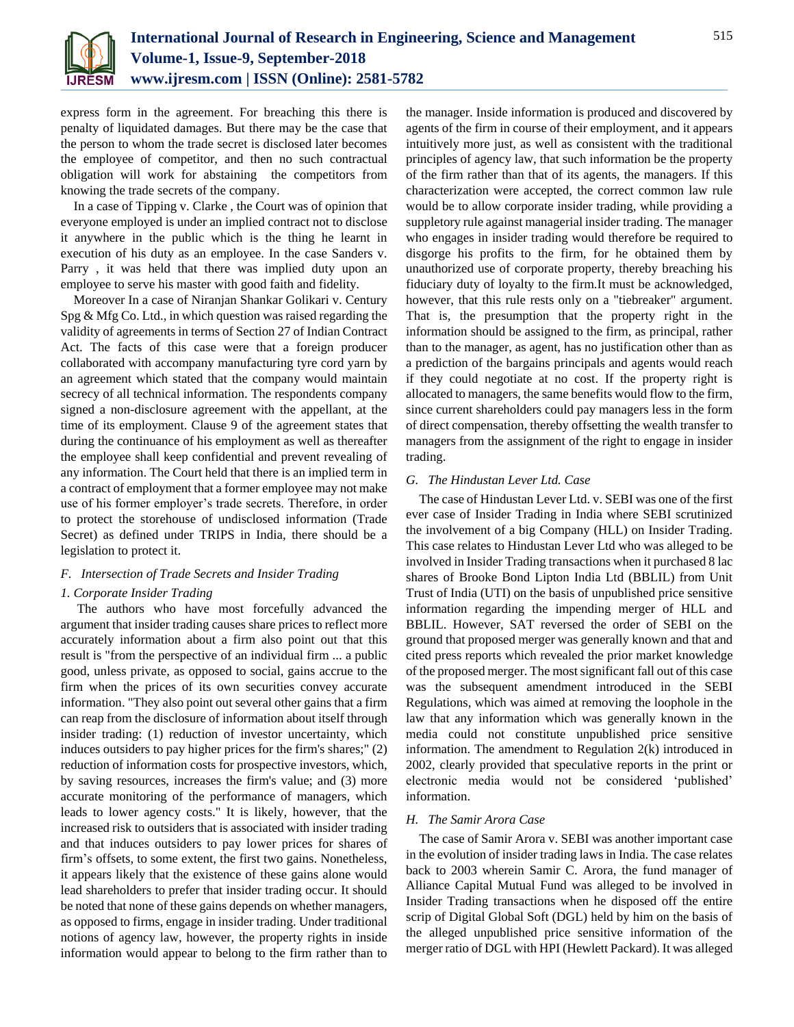express form in the agreement. For breaching this there is penalty of liquidated damages. But there may be the case that the person to whom the trade secret is disclosed later becomes the employee of competitor, and then no such contractual obligation will work for abstaining the competitors from knowing the trade secrets of the company.

In a case of Tipping v. Clarke , the Court was of opinion that everyone employed is under an implied contract not to disclose it anywhere in the public which is the thing he learnt in execution of his duty as an employee. In the case Sanders v. Parry , it was held that there was implied duty upon an employee to serve his master with good faith and fidelity.

Moreover In a case of Niranjan Shankar Golikari v. Century Spg & Mfg Co. Ltd., in which question was raised regarding the validity of agreements in terms of Section 27 of Indian Contract Act. The facts of this case were that a foreign producer collaborated with accompany manufacturing tyre cord yarn by an agreement which stated that the company would maintain secrecy of all technical information. The respondents company signed a non-disclosure agreement with the appellant, at the time of its employment. Clause 9 of the agreement states that during the continuance of his employment as well as thereafter the employee shall keep confidential and prevent revealing of any information. The Court held that there is an implied term in a contract of employment that a former employee may not make use of his former employer's trade secrets. Therefore, in order to protect the storehouse of undisclosed information (Trade Secret) as defined under TRIPS in India, there should be a legislation to protect it.

### *F. Intersection of Trade Secrets and Insider Trading*

#### *1. Corporate Insider Trading*

The authors who have most forcefully advanced the argument that insider trading causes share prices to reflect more accurately information about a firm also point out that this result is "from the perspective of an individual firm ... a public good, unless private, as opposed to social, gains accrue to the firm when the prices of its own securities convey accurate information. "They also point out several other gains that a firm can reap from the disclosure of information about itself through insider trading: (1) reduction of investor uncertainty, which induces outsiders to pay higher prices for the firm's shares;" (2) reduction of information costs for prospective investors, which, by saving resources, increases the firm's value; and (3) more accurate monitoring of the performance of managers, which leads to lower agency costs." It is likely, however, that the increased risk to outsiders that is associated with insider trading and that induces outsiders to pay lower prices for shares of firm's offsets, to some extent, the first two gains. Nonetheless, it appears likely that the existence of these gains alone would lead shareholders to prefer that insider trading occur. It should be noted that none of these gains depends on whether managers, as opposed to firms, engage in insider trading. Under traditional notions of agency law, however, the property rights in inside information would appear to belong to the firm rather than to the manager. Inside information is produced and discovered by agents of the firm in course of their employment, and it appears intuitively more just, as well as consistent with the traditional principles of agency law, that such information be the property of the firm rather than that of its agents, the managers. If this characterization were accepted, the correct common law rule would be to allow corporate insider trading, while providing a suppletory rule against managerial insider trading. The manager who engages in insider trading would therefore be required to disgorge his profits to the firm, for he obtained them by unauthorized use of corporate property, thereby breaching his fiduciary duty of loyalty to the firm.It must be acknowledged, however, that this rule rests only on a "tiebreaker" argument. That is, the presumption that the property right in the information should be assigned to the firm, as principal, rather than to the manager, as agent, has no justification other than as a prediction of the bargains principals and agents would reach if they could negotiate at no cost. If the property right is allocated to managers, the same benefits would flow to the firm, since current shareholders could pay managers less in the form of direct compensation, thereby offsetting the wealth transfer to managers from the assignment of the right to engage in insider trading.

### *G. The Hindustan Lever Ltd. Case*

The case of Hindustan Lever Ltd. v. SEBI was one of the first ever case of Insider Trading in India where SEBI scrutinized the involvement of a big Company (HLL) on Insider Trading. This case relates to Hindustan Lever Ltd who was alleged to be involved in Insider Trading transactions when it purchased 8 lac shares of Brooke Bond Lipton India Ltd (BBLIL) from Unit Trust of India (UTI) on the basis of unpublished price sensitive information regarding the impending merger of HLL and BBLIL. However, SAT reversed the order of SEBI on the ground that proposed merger was generally known and that and cited press reports which revealed the prior market knowledge of the proposed merger. The most significant fall out of this case was the subsequent amendment introduced in the SEBI Regulations, which was aimed at removing the loophole in the law that any information which was generally known in the media could not constitute unpublished price sensitive information. The amendment to Regulation 2(k) introduced in 2002, clearly provided that speculative reports in the print or electronic media would not be considered 'published' information.

### *H. The Samir Arora Case*

The case of Samir Arora v. SEBI was another important case in the evolution of insider trading laws in India. The case relates back to 2003 wherein Samir C. Arora, the fund manager of Alliance Capital Mutual Fund was alleged to be involved in Insider Trading transactions when he disposed off the entire scrip of Digital Global Soft (DGL) held by him on the basis of the alleged unpublished price sensitive information of the merger ratio of DGL with HPI (Hewlett Packard). It was alleged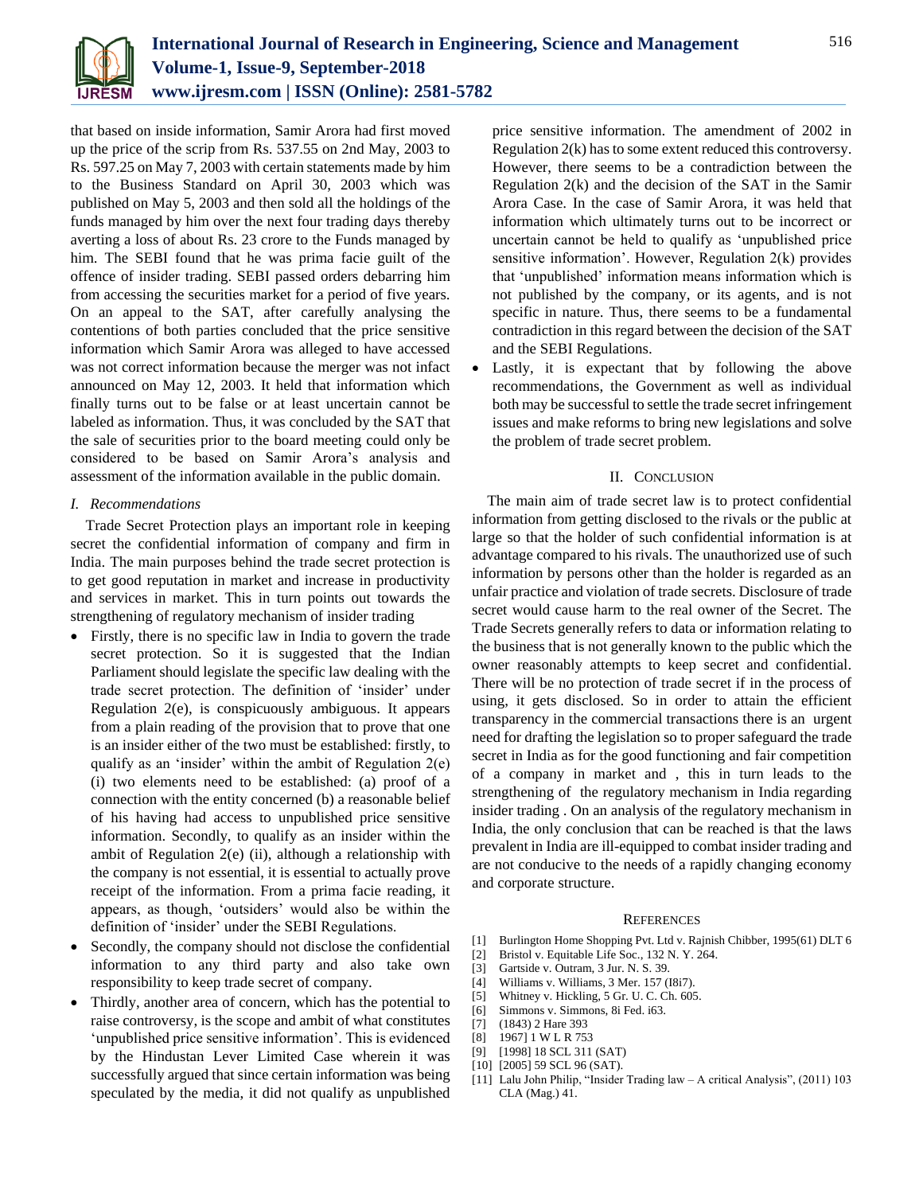that based on inside information, Samir Arora had first moved up the price of the scrip from Rs. 537.55 on 2nd May, 2003 to Rs. 597.25 on May 7, 2003 with certain statements made by him to the Business Standard on April 30, 2003 which was published on May 5, 2003 and then sold all the holdings of the funds managed by him over the next four trading days thereby averting a loss of about Rs. 23 crore to the Funds managed by him. The SEBI found that he was prima facie guilt of the offence of insider trading. SEBI passed orders debarring him from accessing the securities market for a period of five years. On an appeal to the SAT, after carefully analysing the contentions of both parties concluded that the price sensitive information which Samir Arora was alleged to have accessed was not correct information because the merger was not infact announced on May 12, 2003. It held that information which finally turns out to be false or at least uncertain cannot be labeled as information. Thus, it was concluded by the SAT that the sale of securities prior to the board meeting could only be considered to be based on Samir Arora's analysis and assessment of the information available in the public domain.

### *I. Recommendations*

Trade Secret Protection plays an important role in keeping secret the confidential information of company and firm in India. The main purposes behind the trade secret protection is to get good reputation in market and increase in productivity and services in market. This in turn points out towards the strengthening of regulatory mechanism of insider trading

- Firstly, there is no specific law in India to govern the trade secret protection. So it is suggested that the Indian Parliament should legislate the specific law dealing with the trade secret protection. The definition of 'insider' under Regulation 2(e), is conspicuously ambiguous. It appears from a plain reading of the provision that to prove that one is an insider either of the two must be established: firstly, to qualify as an 'insider' within the ambit of Regulation 2(e) (i) two elements need to be established: (a) proof of a connection with the entity concerned (b) a reasonable belief of his having had access to unpublished price sensitive information. Secondly, to qualify as an insider within the ambit of Regulation 2(e) (ii), although a relationship with the company is not essential, it is essential to actually prove receipt of the information. From a prima facie reading, it appears, as though, 'outsiders' would also be within the definition of 'insider' under the SEBI Regulations.
- Secondly, the company should not disclose the confidential information to any third party and also take own responsibility to keep trade secret of company.
- Thirdly, another area of concern, which has the potential to raise controversy, is the scope and ambit of what constitutes 'unpublished price sensitive information'. This is evidenced by the Hindustan Lever Limited Case wherein it was successfully argued that since certain information was being speculated by the media, it did not qualify as unpublished price sensitive information. The amendment of 2002 in Regulation 2(k) has to some extent reduced this controversy. However, there seems to be a contradiction between the Regulation 2(k) and the decision of the SAT in the Samir Arora Case. In the case of Samir Arora, it was held that information which ultimately turns out to be incorrect or uncertain cannot be held to qualify as 'unpublished price sensitive information'. However, Regulation 2(k) provides that 'unpublished' information means information which is not published by the company, or its agents, and is not specific in nature. Thus, there seems to be a fundamental contradiction in this regard between the decision of the SAT and the SEBI Regulations.
- Lastly, it is expectant that by following the above recommendations, the Government as well as individual both may be successful to settle the trade secret infringement issues and make reforms to bring new legislations and solve the problem of trade secret problem.

## II. Conclusion

The main aim of trade secret law is to protect confidential information from getting disclosed to the rivals or the public at large so that the holder of such confidential information is at advantage compared to his rivals. The unauthorized use of such information by persons other than the holder is regarded as an unfair practice and violation of trade secrets. Disclosure of trade secret would cause harm to the real owner of the Secret. The Trade Secrets generally refers to data or information relating to the business that is not generally known to the public which the owner reasonably attempts to keep secret and confidential. There will be no protection of trade secret if in the process of using, it gets disclosed. So in order to attain the efficient transparency in the commercial transactions there is an urgent need for drafting the legislation so to proper safeguard the trade secret in India as for the good functioning and fair competition of a company in market and , this in turn leads to the strengthening of the regulatory mechanism in India regarding insider trading . On an analysis of the regulatory mechanism in India, the only conclusion that can be reached is that the laws prevalent in India are ill-equipped to combat insider trading and are not conducive to the needs of a rapidly changing economy and corporate structure.

## References

[1] Burlington Home Shopping Pvt. Ltd v. Rajnish Chibber, 1995(61) DLT 6
[2] Bristol v. Equitable Life Soc., 132 N. Y. 264.
[3] Gartside v. Outram, 3 Jur. N. S. 39.
[4] Williams v. Williams, 3 Mer. 157 (l8i7).
[5] Whitney v. Hickling, 5 Gr. U. C. Ch. 605.
[6] Simmons v. Simmons, 8i Fed. i63.
[7] (1843) 2 Hare 393
[8] 1967] 1 W L R 753
[9] [1998] 18 SCL 311 (SAT)
[10] [2005] 59 SCL 96 (SAT).
[11] Lalu John Philip, "Insider Trading law – A critical Analysis", (2011) 103 CLA (Mag.) 41.